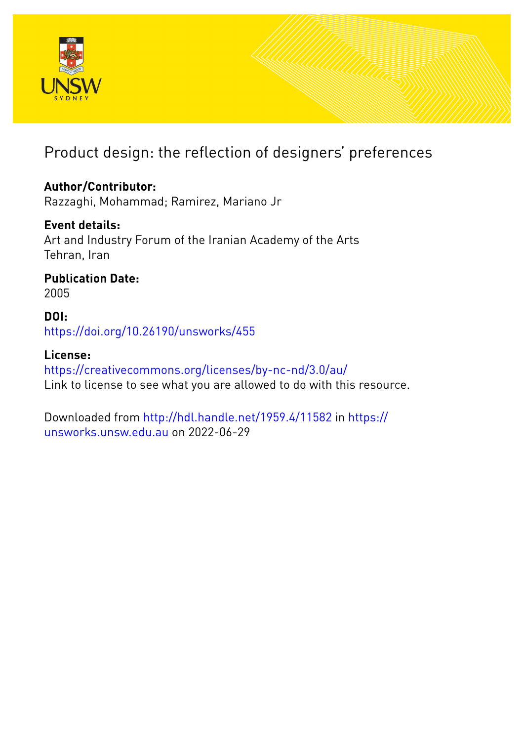# Product design: the reflection of designers' preferences

**Author/Contributor:**
Razzaghi, Mohammad; Ramirez, Mariano Jr

**Event details:**
Art and Industry Forum of the Iranian Academy of the Arts
Tehran, Iran

**Publication Date:**
2005

**DOI:**
https://doi.org/10.26190/unsworks/455

**License:**
https://creativecommons.org/licenses/by-nc-nd/3.0/au/
Link to license to see what you are allowed to do with this resource.

Downloaded from http://hdl.handle.net/1959.4/11582 in https://unsworks.unsw.edu.au on 2022-06-29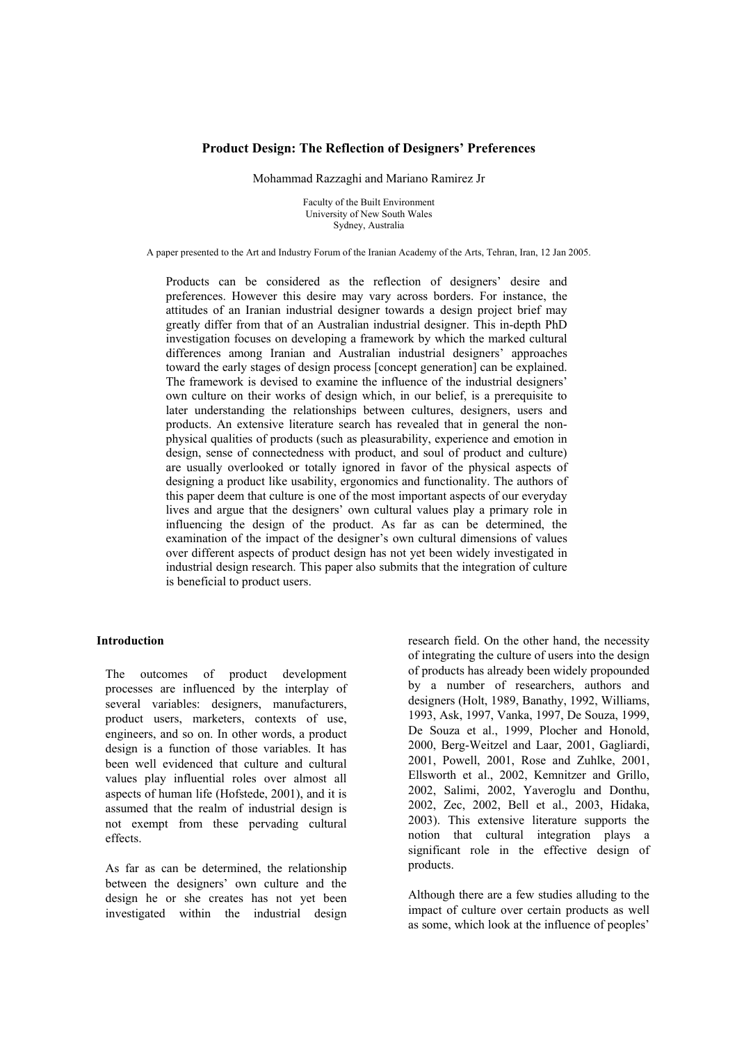# Product Design: The Reflection of Designers' Preferences

Mohammad Razzaghi and Mariano Ramirez Jr

Faculty of the Built Environment
University of New South Wales
Sydney, Australia

A paper presented to the Art and Industry Forum of the Iranian Academy of the Arts, Tehran, Iran, 12 Jan 2005.

Products can be considered as the reflection of designers' desire and preferences. However this desire may vary across borders. For instance, the attitudes of an Iranian industrial designer towards a design project brief may greatly differ from that of an Australian industrial designer. This in-depth PhD investigation focuses on developing a framework by which the marked cultural differences among Iranian and Australian industrial designers' approaches toward the early stages of design process [concept generation] can be explained. The framework is devised to examine the influence of the industrial designers' own culture on their works of design which, in our belief, is a prerequisite to later understanding the relationships between cultures, designers, users and products. An extensive literature search has revealed that in general the non-physical qualities of products (such as pleasurability, experience and emotion in design, sense of connectedness with product, and soul of product and culture) are usually overlooked or totally ignored in favor of the physical aspects of designing a product like usability, ergonomics and functionality. The authors of this paper deem that culture is one of the most important aspects of our everyday lives and argue that the designers' own cultural values play a primary role in influencing the design of the product. As far as can be determined, the examination of the impact of the designer's own cultural dimensions of values over different aspects of product design has not yet been widely investigated in industrial design research. This paper also submits that the integration of culture is beneficial to product users.

## Introduction

The outcomes of product development processes are influenced by the interplay of several variables: designers, manufacturers, product users, marketers, contexts of use, engineers, and so on. In other words, a product design is a function of those variables. It has been well evidenced that culture and cultural values play influential roles over almost all aspects of human life (Hofstede, 2001), and it is assumed that the realm of industrial design is not exempt from these pervading cultural effects.

As far as can be determined, the relationship between the designers' own culture and the design he or she creates has not yet been investigated within the industrial design research field. On the other hand, the necessity of integrating the culture of users into the design of products has already been widely propounded by a number of researchers, authors and designers (Holt, 1989, Banathy, 1992, Williams, 1993, Ask, 1997, Vanka, 1997, De Souza, 1999, De Souza et al., 1999, Plocher and Honold, 2000, Berg-Weitzel and Laar, 2001, Gagliardi, 2001, Powell, 2001, Rose and Zuhlke, 2001, Ellsworth et al., 2002, Kemnitzer and Grillo, 2002, Salimi, 2002, Yaveroglu and Donthu, 2002, Zec, 2002, Bell et al., 2003, Hidaka, 2003). This extensive literature supports the notion that cultural integration plays a significant role in the effective design of products.

Although there are a few studies alluding to the impact of culture over certain products as well as some, which look at the influence of peoples'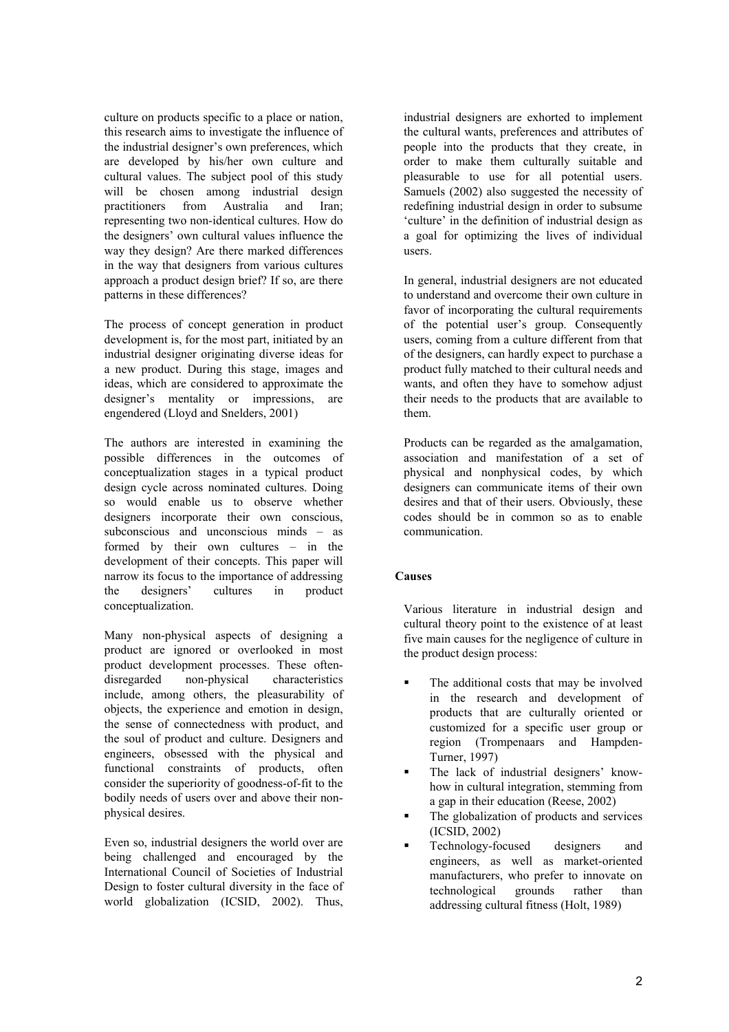culture on products specific to a place or nation, this research aims to investigate the influence of the industrial designer's own preferences, which are developed by his/her own culture and cultural values. The subject pool of this study will be chosen among industrial design practitioners from Australia and Iran; representing two non-identical cultures. How do the designers' own cultural values influence the way they design? Are there marked differences in the way that designers from various cultures approach a product design brief? If so, are there patterns in these differences?

The process of concept generation in product development is, for the most part, initiated by an industrial designer originating diverse ideas for a new product. During this stage, images and ideas, which are considered to approximate the designer's mentality or impressions, are engendered (Lloyd and Snelders, 2001)

The authors are interested in examining the possible differences in the outcomes of conceptualization stages in a typical product design cycle across nominated cultures. Doing so would enable us to observe whether designers incorporate their own conscious, subconscious and unconscious minds – as formed by their own cultures – in the development of their concepts. This paper will narrow its focus to the importance of addressing the designers' cultures in product conceptualization.

Many non-physical aspects of designing a product are ignored or overlooked in most product development processes. These often-disregarded non-physical characteristics include, among others, the pleasurability of objects, the experience and emotion in design, the sense of connectedness with product, and the soul of product and culture. Designers and engineers, obsessed with the physical and functional constraints of products, often consider the superiority of goodness-of-fit to the bodily needs of users over and above their non-physical desires.

Even so, industrial designers the world over are being challenged and encouraged by the International Council of Societies of Industrial Design to foster cultural diversity in the face of world globalization (ICSID, 2002). Thus, industrial designers are exhorted to implement the cultural wants, preferences and attributes of people into the products that they create, in order to make them culturally suitable and pleasurable to use for all potential users. Samuels (2002) also suggested the necessity of redefining industrial design in order to subsume 'culture' in the definition of industrial design as a goal for optimizing the lives of individual users.

In general, industrial designers are not educated to understand and overcome their own culture in favor of incorporating the cultural requirements of the potential user's group. Consequently users, coming from a culture different from that of the designers, can hardly expect to purchase a product fully matched to their cultural needs and wants, and often they have to somehow adjust their needs to the products that are available to them.

Products can be regarded as the amalgamation, association and manifestation of a set of physical and nonphysical codes, by which designers can communicate items of their own desires and that of their users. Obviously, these codes should be in common so as to enable communication.

**Causes**

Various literature in industrial design and cultural theory point to the existence of at least five main causes for the negligence of culture in the product design process:

- The additional costs that may be involved in the research and development of products that are culturally oriented or customized for a specific user group or region (Trompenaars and Hampden-Turner, 1997)
- The lack of industrial designers' know-how in cultural integration, stemming from a gap in their education (Reese, 2002)
- The globalization of products and services (ICSID, 2002)
- Technology-focused designers and engineers, as well as market-oriented manufacturers, who prefer to innovate on technological grounds rather than addressing cultural fitness (Holt, 1989)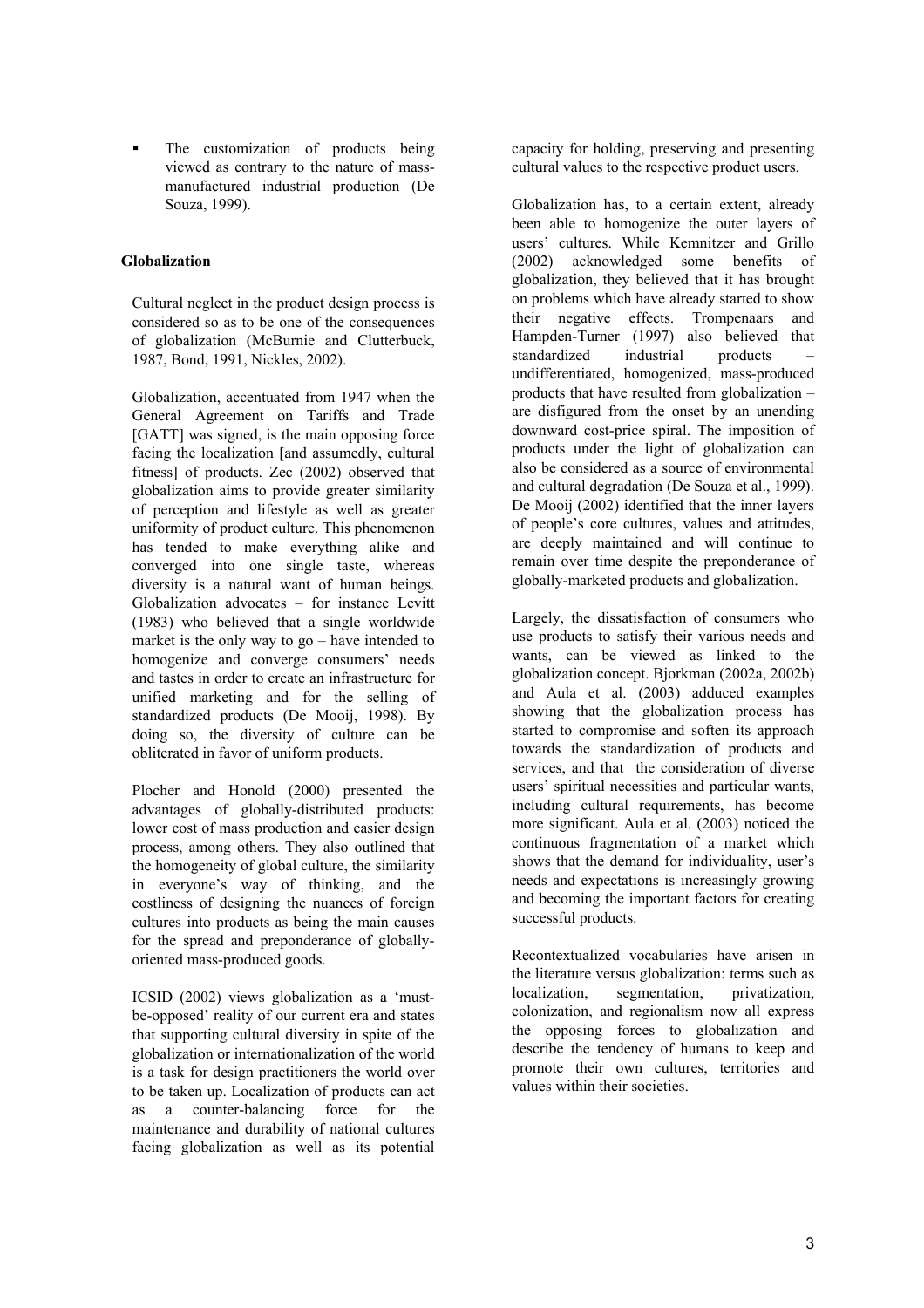- The customization of products being viewed as contrary to the nature of mass-manufactured industrial production (De Souza, 1999).

### Globalization

Cultural neglect in the product design process is considered so as to be one of the consequences of globalization (McBurnie and Clutterbuck, 1987, Bond, 1991, Nickles, 2002).

Globalization, accentuated from 1947 when the General Agreement on Tariffs and Trade [GATT] was signed, is the main opposing force facing the localization [and assumedly, cultural fitness] of products. Zec (2002) observed that globalization aims to provide greater similarity of perception and lifestyle as well as greater uniformity of product culture. This phenomenon has tended to make everything alike and converged into one single taste, whereas diversity is a natural want of human beings. Globalization advocates – for instance Levitt (1983) who believed that a single worldwide market is the only way to go – have intended to homogenize and converge consumers' needs and tastes in order to create an infrastructure for unified marketing and for the selling of standardized products (De Mooij, 1998). By doing so, the diversity of culture can be obliterated in favor of uniform products.

Plocher and Honold (2000) presented the advantages of globally-distributed products: lower cost of mass production and easier design process, among others. They also outlined that the homogeneity of global culture, the similarity in everyone's way of thinking, and the costliness of designing the nuances of foreign cultures into products as being the main causes for the spread and preponderance of globally-oriented mass-produced goods.

ICSID (2002) views globalization as a 'must-be-opposed' reality of our current era and states that supporting cultural diversity in spite of the globalization or internationalization of the world is a task for design practitioners the world over to be taken up. Localization of products can act as a counter-balancing force for the maintenance and durability of national cultures facing globalization as well as its potential capacity for holding, preserving and presenting cultural values to the respective product users.

Globalization has, to a certain extent, already been able to homogenize the outer layers of users' cultures. While Kemnitzer and Grillo (2002) acknowledged some benefits of globalization, they believed that it has brought on problems which have already started to show their negative effects. Trompenaars and Hampden-Turner (1997) also believed that standardized industrial products – undifferentiated, homogenized, mass-produced products that have resulted from globalization – are disfigured from the onset by an unending downward cost-price spiral. The imposition of products under the light of globalization can also be considered as a source of environmental and cultural degradation (De Souza et al., 1999). De Mooij (2002) identified that the inner layers of people's core cultures, values and attitudes, are deeply maintained and will continue to remain over time despite the preponderance of globally-marketed products and globalization.

Largely, the dissatisfaction of consumers who use products to satisfy their various needs and wants, can be viewed as linked to the globalization concept. Bjorkman (2002a, 2002b) and Aula et al. (2003) adduced examples showing that the globalization process has started to compromise and soften its approach towards the standardization of products and services, and that the consideration of diverse users' spiritual necessities and particular wants, including cultural requirements, has become more significant. Aula et al. (2003) noticed the continuous fragmentation of a market which shows that the demand for individuality, user's needs and expectations is increasingly growing and becoming the important factors for creating successful products.

Recontextualized vocabularies have arisen in the literature versus globalization: terms such as localization, segmentation, privatization, colonization, and regionalism now all express the opposing forces to globalization and describe the tendency of humans to keep and promote their own cultures, territories and values within their societies.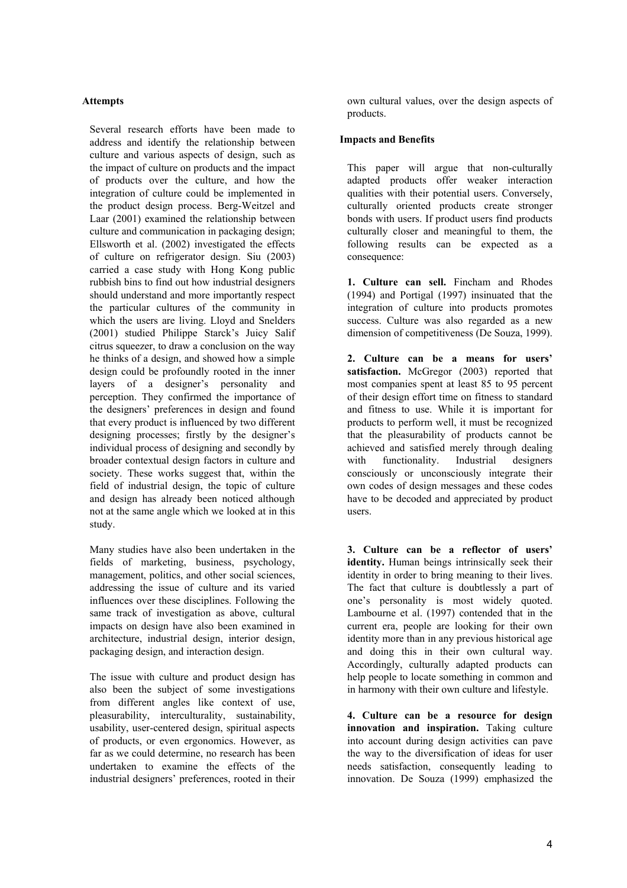### Attempts

Several research efforts have been made to address and identify the relationship between culture and various aspects of design, such as the impact of culture on products and the impact of products over the culture, and how the integration of culture could be implemented in the product design process. Berg-Weitzel and Laar (2001) examined the relationship between culture and communication in packaging design; Ellsworth et al. (2002) investigated the effects of culture on refrigerator design. Siu (2003) carried a case study with Hong Kong public rubbish bins to find out how industrial designers should understand and more importantly respect the particular cultures of the community in which the users are living. Lloyd and Snelders (2001) studied Philippe Starck's Juicy Salif citrus squeezer, to draw a conclusion on the way he thinks of a design, and showed how a simple design could be profoundly rooted in the inner layers of a designer's personality and perception. They confirmed the importance of the designers' preferences in design and found that every product is influenced by two different designing processes; firstly by the designer's individual process of designing and secondly by broader contextual design factors in culture and society. These works suggest that, within the field of industrial design, the topic of culture and design has already been noticed although not at the same angle which we looked at in this study.

Many studies have also been undertaken in the fields of marketing, business, psychology, management, politics, and other social sciences, addressing the issue of culture and its varied influences over these disciplines. Following the same track of investigation as above, cultural impacts on design have also been examined in architecture, industrial design, interior design, packaging design, and interaction design.

The issue with culture and product design has also been the subject of some investigations from different angles like context of use, pleasurability, interculturality, sustainability, usability, user-centered design, spiritual aspects of products, or even ergonomics. However, as far as we could determine, no research has been undertaken to examine the effects of the industrial designers' preferences, rooted in their own cultural values, over the design aspects of products.

### Impacts and Benefits

This paper will argue that non-culturally adapted products offer weaker interaction qualities with their potential users. Conversely, culturally oriented products create stronger bonds with users. If product users find products culturally closer and meaningful to them, the following results can be expected as a consequence:

**1. Culture can sell.** Fincham and Rhodes (1994) and Portigal (1997) insinuated that the integration of culture into products promotes success. Culture was also regarded as a new dimension of competitiveness (De Souza, 1999).

**2. Culture can be a means for users' satisfaction.** McGregor (2003) reported that most companies spent at least 85 to 95 percent of their design effort time on fitness to standard and fitness to use. While it is important for products to perform well, it must be recognized that the pleasurability of products cannot be achieved and satisfied merely through dealing with functionality. Industrial designers consciously or unconsciously integrate their own codes of design messages and these codes have to be decoded and appreciated by product users.

**3. Culture can be a reflector of users' identity.** Human beings intrinsically seek their identity in order to bring meaning to their lives. The fact that culture is doubtlessly a part of one's personality is most widely quoted. Lambourne et al. (1997) contended that in the current era, people are looking for their own identity more than in any previous historical age and doing this in their own cultural way. Accordingly, culturally adapted products can help people to locate something in common and in harmony with their own culture and lifestyle.

**4. Culture can be a resource for design innovation and inspiration.** Taking culture into account during design activities can pave the way to the diversification of ideas for user needs satisfaction, consequently leading to innovation. De Souza (1999) emphasized the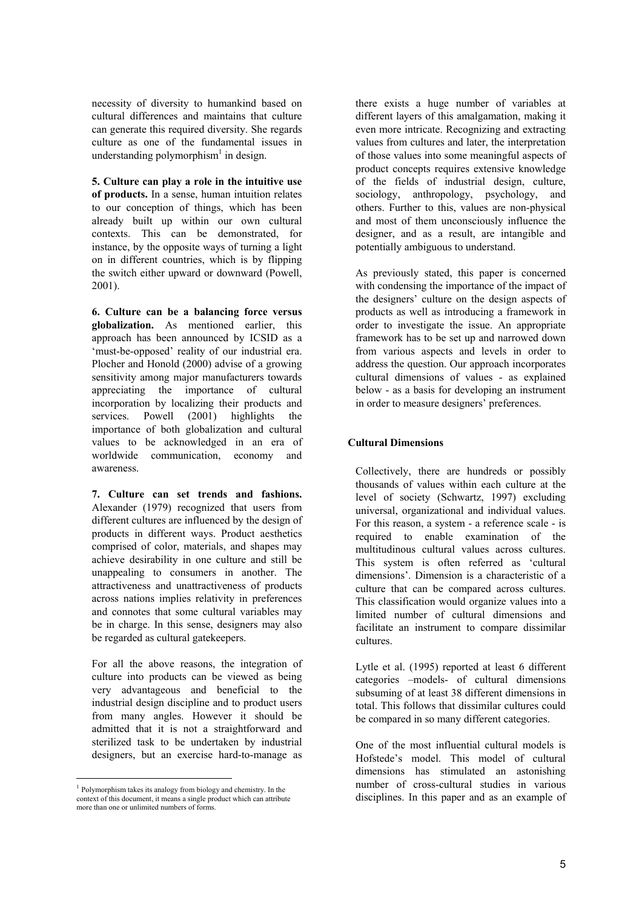necessity of diversity to humankind based on cultural differences and maintains that culture can generate this required diversity. She regards culture as one of the fundamental issues in understanding polymorphism[1] in design.

**5. Culture can play a role in the intuitive use of products.** In a sense, human intuition relates to our conception of things, which has been already built up within our own cultural contexts. This can be demonstrated, for instance, by the opposite ways of turning a light on in different countries, which is by flipping the switch either upward or downward (Powell, 2001).

**6. Culture can be a balancing force versus globalization.** As mentioned earlier, this approach has been announced by ICSID as a 'must-be-opposed' reality of our industrial era. Plocher and Honold (2000) advise of a growing sensitivity among major manufacturers towards appreciating the importance of cultural incorporation by localizing their products and services. Powell (2001) highlights the importance of both globalization and cultural values to be acknowledged in an era of worldwide communication, economy and awareness.

**7. Culture can set trends and fashions.** Alexander (1979) recognized that users from different cultures are influenced by the design of products in different ways. Product aesthetics comprised of color, materials, and shapes may achieve desirability in one culture and still be unappealing to consumers in another. The attractiveness and unattractiveness of products across nations implies relativity in preferences and connotes that some cultural variables may be in charge. In this sense, designers may also be regarded as cultural gatekeepers.

For all the above reasons, the integration of culture into products can be viewed as being very advantageous and beneficial to the industrial design discipline and to product users from many angles. However it should be admitted that it is not a straightforward and sterilized task to be undertaken by industrial designers, but an exercise hard-to-manage as there exists a huge number of variables at different layers of this amalgamation, making it even more intricate. Recognizing and extracting values from cultures and later, the interpretation of those values into some meaningful aspects of product concepts requires extensive knowledge of the fields of industrial design, culture, sociology, anthropology, psychology, and others. Further to this, values are non-physical and most of them unconsciously influence the designer, and as a result, are intangible and potentially ambiguous to understand.

As previously stated, this paper is concerned with condensing the importance of the impact of the designers' culture on the design aspects of products as well as introducing a framework in order to investigate the issue. An appropriate framework has to be set up and narrowed down from various aspects and levels in order to address the question. Our approach incorporates cultural dimensions of values - as explained below - as a basis for developing an instrument in order to measure designers' preferences.

## Cultural Dimensions

Collectively, there are hundreds or possibly thousands of values within each culture at the level of society (Schwartz, 1997) excluding universal, organizational and individual values. For this reason, a system - a reference scale - is required to enable examination of the multitudinous cultural values across cultures. This system is often referred as 'cultural dimensions'. Dimension is a characteristic of a culture that can be compared across cultures. This classification would organize values into a limited number of cultural dimensions and facilitate an instrument to compare dissimilar cultures.

Lytle et al. (1995) reported at least 6 different categories –models- of cultural dimensions subsuming of at least 38 different dimensions in total. This follows that dissimilar cultures could be compared in so many different categories.

One of the most influential cultural models is Hofstede's model. This model of cultural dimensions has stimulated an astonishing number of cross-cultural studies in various disciplines. In this paper and as an example of

[1] Polymorphism takes its analogy from biology and chemistry. In the context of this document, it means a single product which can attribute more than one or unlimited numbers of forms.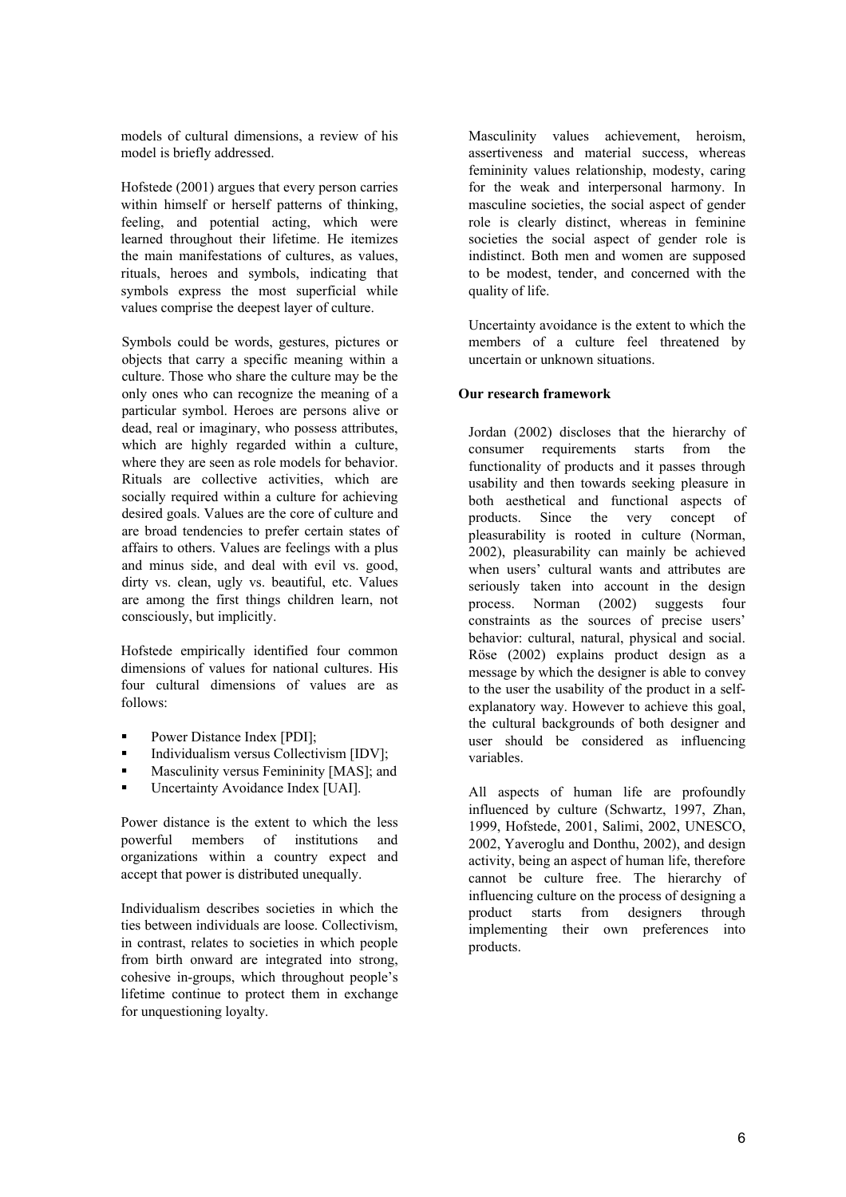models of cultural dimensions, a review of his model is briefly addressed.

Hofstede (2001) argues that every person carries within himself or herself patterns of thinking, feeling, and potential acting, which were learned throughout their lifetime. He itemizes the main manifestations of cultures, as values, rituals, heroes and symbols, indicating that symbols express the most superficial while values comprise the deepest layer of culture.

Symbols could be words, gestures, pictures or objects that carry a specific meaning within a culture. Those who share the culture may be the only ones who can recognize the meaning of a particular symbol. Heroes are persons alive or dead, real or imaginary, who possess attributes, which are highly regarded within a culture, where they are seen as role models for behavior. Rituals are collective activities, which are socially required within a culture for achieving desired goals. Values are the core of culture and are broad tendencies to prefer certain states of affairs to others. Values are feelings with a plus and minus side, and deal with evil vs. good, dirty vs. clean, ugly vs. beautiful, etc. Values are among the first things children learn, not consciously, but implicitly.

Hofstede empirically identified four common dimensions of values for national cultures. His four cultural dimensions of values are as follows:

- Power Distance Index [PDI];
- Individualism versus Collectivism [IDV];
- Masculinity versus Femininity [MAS]; and
- Uncertainty Avoidance Index [UAI].

Power distance is the extent to which the less powerful members of institutions and organizations within a country expect and accept that power is distributed unequally.

Individualism describes societies in which the ties between individuals are loose. Collectivism, in contrast, relates to societies in which people from birth onward are integrated into strong, cohesive in-groups, which throughout people's lifetime continue to protect them in exchange for unquestioning loyalty.

Masculinity values achievement, heroism, assertiveness and material success, whereas femininity values relationship, modesty, caring for the weak and interpersonal harmony. In masculine societies, the social aspect of gender role is clearly distinct, whereas in feminine societies the social aspect of gender role is indistinct. Both men and women are supposed to be modest, tender, and concerned with the quality of life.

Uncertainty avoidance is the extent to which the members of a culture feel threatened by uncertain or unknown situations.

**Our research framework**

Jordan (2002) discloses that the hierarchy of consumer requirements starts from the functionality of products and it passes through usability and then towards seeking pleasure in both aesthetical and functional aspects of products. Since the very concept of pleasurability is rooted in culture (Norman, 2002), pleasurability can mainly be achieved when users' cultural wants and attributes are seriously taken into account in the design process. Norman (2002) suggests four constraints as the sources of precise users' behavior: cultural, natural, physical and social. Röse (2002) explains product design as a message by which the designer is able to convey to the user the usability of the product in a self-explanatory way. However to achieve this goal, the cultural backgrounds of both designer and user should be considered as influencing variables.

All aspects of human life are profoundly influenced by culture (Schwartz, 1997, Zhan, 1999, Hofstede, 2001, Salimi, 2002, UNESCO, 2002, Yaveroglu and Donthu, 2002), and design activity, being an aspect of human life, therefore cannot be culture free. The hierarchy of influencing culture on the process of designing a product starts from designers through implementing their own preferences into products.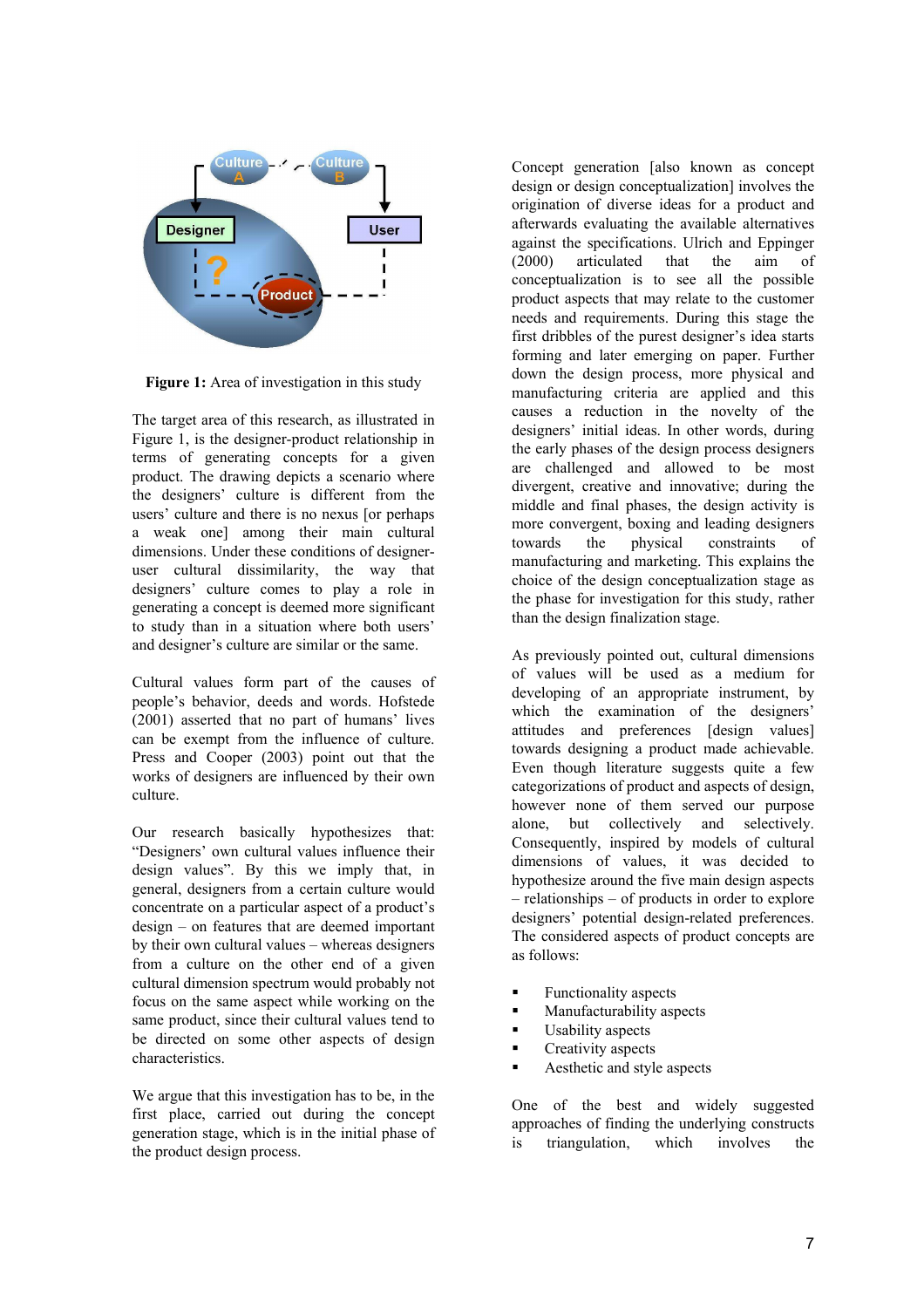**Figure 1:** Area of investigation in this study

The target area of this research, as illustrated in Figure 1, is the designer-product relationship in terms of generating concepts for a given product. The drawing depicts a scenario where the designers' culture is different from the users' culture and there is no nexus [or perhaps a weak one] among their main cultural dimensions. Under these conditions of designer-user cultural dissimilarity, the way that designers' culture comes to play a role in generating a concept is deemed more significant to study than in a situation where both users' and designer's culture are similar or the same.

Cultural values form part of the causes of people's behavior, deeds and words. Hofstede (2001) asserted that no part of humans' lives can be exempt from the influence of culture. Press and Cooper (2003) point out that the works of designers are influenced by their own culture.

Our research basically hypothesizes that: "Designers' own cultural values influence their design values". By this we imply that, in general, designers from a certain culture would concentrate on a particular aspect of a product's design – on features that are deemed important by their own cultural values – whereas designers from a culture on the other end of a given cultural dimension spectrum would probably not focus on the same aspect while working on the same product, since their cultural values tend to be directed on some other aspects of design characteristics.

We argue that this investigation has to be, in the first place, carried out during the concept generation stage, which is in the initial phase of the product design process.

Concept generation [also known as concept design or design conceptualization] involves the origination of diverse ideas for a product and afterwards evaluating the available alternatives against the specifications. Ulrich and Eppinger (2000) articulated that the aim of conceptualization is to see all the possible product aspects that may relate to the customer needs and requirements. During this stage the first dribbles of the purest designer's idea starts forming and later emerging on paper. Further down the design process, more physical and manufacturing criteria are applied and this causes a reduction in the novelty of the designers' initial ideas. In other words, during the early phases of the design process designers are challenged and allowed to be most divergent, creative and innovative; during the middle and final phases, the design activity is more convergent, boxing and leading designers towards the physical constraints of manufacturing and marketing. This explains the choice of the design conceptualization stage as the phase for investigation for this study, rather than the design finalization stage.

As previously pointed out, cultural dimensions of values will be used as a medium for developing of an appropriate instrument, by which the examination of the designers' attitudes and preferences [design values] towards designing a product made achievable. Even though literature suggests quite a few categorizations of product and aspects of design, however none of them served our purpose alone, but collectively and selectively. Consequently, inspired by models of cultural dimensions of values, it was decided to hypothesize around the five main design aspects – relationships – of products in order to explore designers' potential design-related preferences. The considered aspects of product concepts are as follows:

- Functionality aspects
- Manufacturability aspects
- Usability aspects
- Creativity aspects
- Aesthetic and style aspects

One of the best and widely suggested approaches of finding the underlying constructs is triangulation, which involves the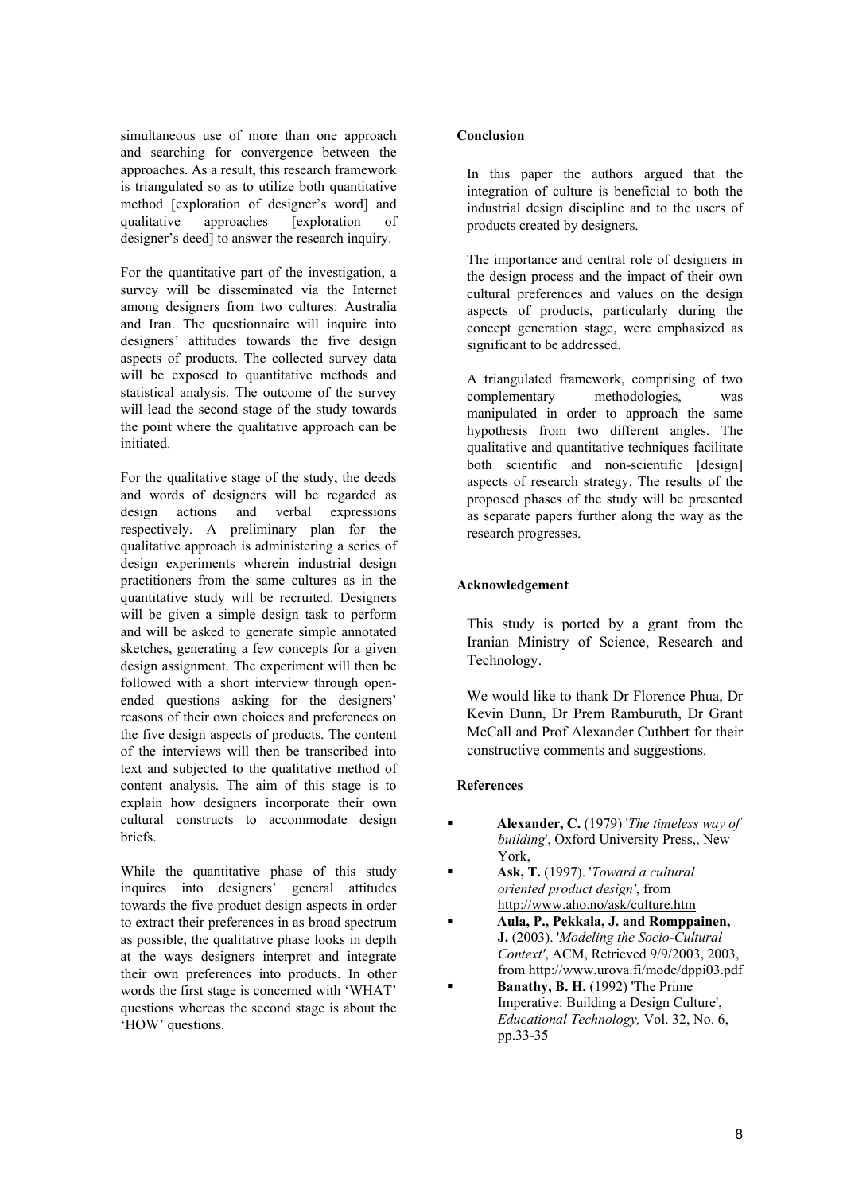simultaneous use of more than one approach and searching for convergence between the approaches. As a result, this research framework is triangulated so as to utilize both quantitative method [exploration of designer's word] and qualitative approaches [exploration of designer's deed] to answer the research inquiry.

For the quantitative part of the investigation, a survey will be disseminated via the Internet among designers from two cultures: Australia and Iran. The questionnaire will inquire into designers' attitudes towards the five design aspects of products. The collected survey data will be exposed to quantitative methods and statistical analysis. The outcome of the survey will lead the second stage of the study towards the point where the qualitative approach can be initiated.

For the qualitative stage of the study, the deeds and words of designers will be regarded as design actions and verbal expressions respectively. A preliminary plan for the qualitative approach is administering a series of design experiments wherein industrial design practitioners from the same cultures as in the quantitative study will be recruited. Designers will be given a simple design task to perform and will be asked to generate simple annotated sketches, generating a few concepts for a given design assignment. The experiment will then be followed with a short interview through open-ended questions asking for the designers' reasons of their own choices and preferences on the five design aspects of products. The content of the interviews will then be transcribed into text and subjected to the qualitative method of content analysis. The aim of this stage is to explain how designers incorporate their own cultural constructs to accommodate design briefs.

While the quantitative phase of this study inquires into designers' general attitudes towards the five product design aspects in order to extract their preferences in as broad spectrum as possible, the qualitative phase looks in depth at the ways designers interpret and integrate their own preferences into products. In other words the first stage is concerned with 'WHAT' questions whereas the second stage is about the 'HOW' questions.

**Conclusion**

In this paper the authors argued that the integration of culture is beneficial to both the industrial design discipline and to the users of products created by designers.

The importance and central role of designers in the design process and the impact of their own cultural preferences and values on the design aspects of products, particularly during the concept generation stage, were emphasized as significant to be addressed.

A triangulated framework, comprising of two complementary methodologies, was manipulated in order to approach the same hypothesis from two different angles. The qualitative and quantitative techniques facilitate both scientific and non-scientific [design] aspects of research strategy. The results of the proposed phases of the study will be presented as separate papers further along the way as the research progresses.

**Acknowledgement**

This study is ported by a grant from the Iranian Ministry of Science, Research and Technology.

We would like to thank Dr Florence Phua, Dr Kevin Dunn, Dr Prem Ramburuth, Dr Grant McCall and Prof Alexander Cuthbert for their constructive comments and suggestions.

**References**

- **Alexander, C.** (1979) '*The timeless way of building*', Oxford University Press,, New York,
- **Ask, T.** (1997). '*Toward a cultural oriented product design'*, from http://www.aho.no/ask/culture.htm
- **Aula, P., Pekkala, J. and Romppainen, J.** (2003). '*Modeling the Socio-Cultural Context'*, ACM, Retrieved 9/9/2003, 2003, from http://www.urova.fi/mode/dppi03.pdf
- **Banathy, B. H.** (1992) 'The Prime Imperative: Building a Design Culture', *Educational Technology,* Vol. 32, No. 6, pp.33-35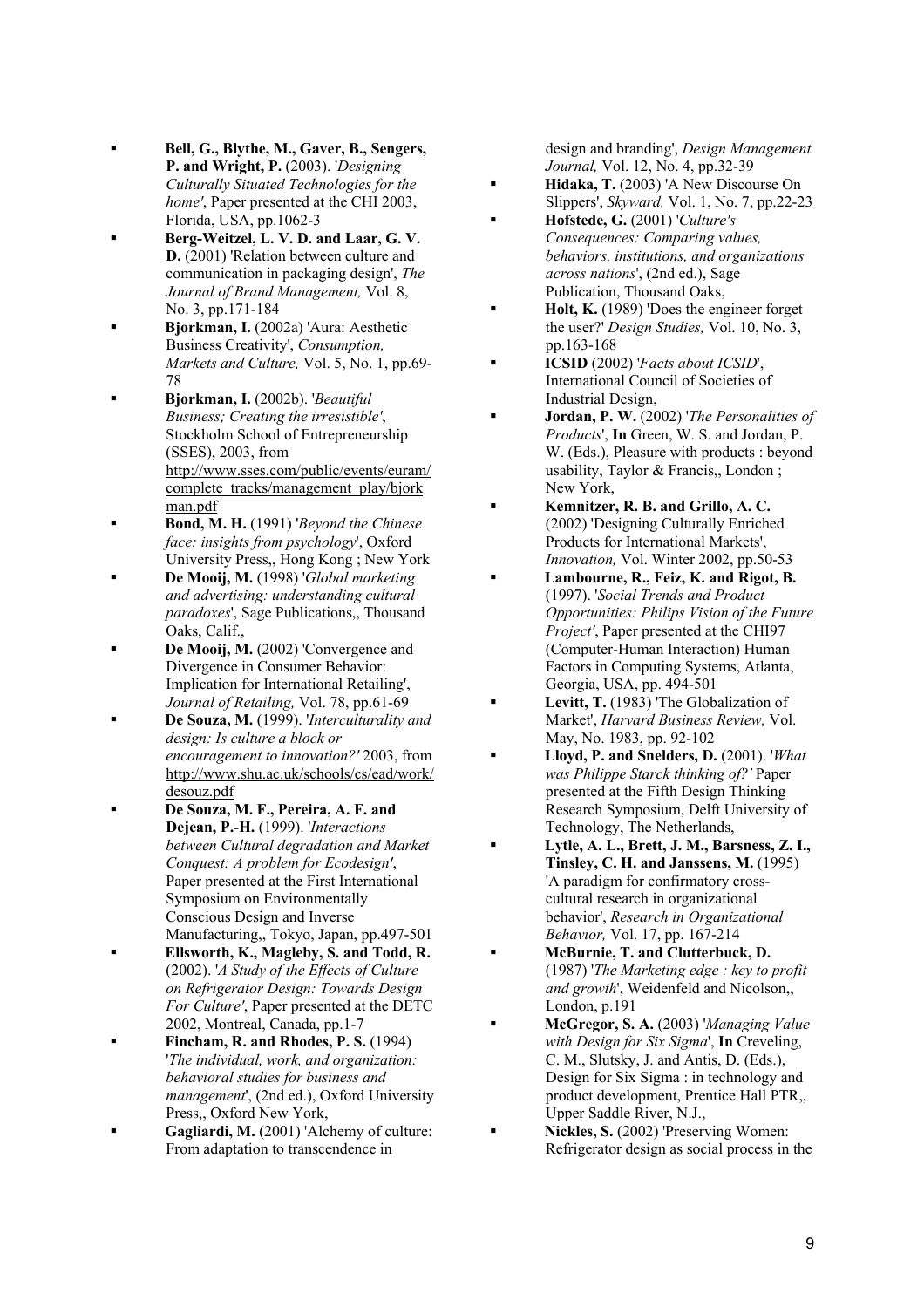- **Bell, G., Blythe, M., Gaver, B., Sengers, P. and Wright, P.** (2003). '*Designing Culturally Situated Technologies for the home'*, Paper presented at the CHI 2003, Florida, USA, pp.1062-3
- **Berg-Weitzel, L. V. D. and Laar, G. V. D.** (2001) 'Relation between culture and communication in packaging design', *The Journal of Brand Management,* Vol. 8, No. 3, pp.171-184
- **Bjorkman, I.** (2002a) 'Aura: Aesthetic Business Creativity', *Consumption, Markets and Culture,* Vol. 5, No. 1, pp.69-78
- **Bjorkman, I.** (2002b). '*Beautiful Business; Creating the irresistible'*, Stockholm School of Entrepreneurship (SSES), 2003, from http://www.sses.com/public/events/euram/complete_tracks/management_play/bjorkman.pdf
- **Bond, M. H.** (1991) '*Beyond the Chinese face: insights from psychology*', Oxford University Press,, Hong Kong ; New York
- **De Mooij, M.** (1998) '*Global marketing and advertising: understanding cultural paradoxes*', Sage Publications,, Thousand Oaks, Calif.,
- **De Mooij, M.** (2002) 'Convergence and Divergence in Consumer Behavior: Implication for International Retailing', *Journal of Retailing,* Vol. 78, pp.61-69
- **De Souza, M.** (1999). '*Interculturality and design: Is culture a block or encouragement to innovation?'* 2003, from http://www.shu.ac.uk/schools/cs/ead/work/desouz.pdf
- **De Souza, M. F., Pereira, A. F. and Dejean, P.-H.** (1999). '*Interactions between Cultural degradation and Market Conquest: A problem for Ecodesign'*, Paper presented at the First International Symposium on Environmentally Conscious Design and Inverse Manufacturing,, Tokyo, Japan, pp.497-501
- **Ellsworth, K., Magleby, S. and Todd, R.** (2002). '*A Study of the Effects of Culture on Refrigerator Design: Towards Design For Culture'*, Paper presented at the DETC 2002, Montreal, Canada, pp.1-7
- **Fincham, R. and Rhodes, P. S.** (1994) '*The individual, work, and organization: behavioral studies for business and management*', (2nd ed.), Oxford University Press,, Oxford New York,
- **Gagliardi, M.** (2001) 'Alchemy of culture: From adaptation to transcendence in design and branding', *Design Management Journal,* Vol. 12, No. 4, pp.32-39
- **Hidaka, T.** (2003) 'A New Discourse On Slippers', *Skyward,* Vol. 1, No. 7, pp.22-23
- **Hofstede, G.** (2001) '*Culture's Consequences: Comparing values, behaviors, institutions, and organizations across nations*', (2nd ed.), Sage Publication, Thousand Oaks,
- **Holt, K.** (1989) 'Does the engineer forget the user?' *Design Studies,* Vol. 10, No. 3, pp.163-168
- **ICSID** (2002) '*Facts about ICSID*', International Council of Societies of Industrial Design,
- **Jordan, P. W.** (2002) '*The Personalities of Products*', **In** Green, W. S. and Jordan, P. W. (Eds.), Pleasure with products : beyond usability, Taylor & Francis,, London ; New York,
- **Kemnitzer, R. B. and Grillo, A. C.** (2002) 'Designing Culturally Enriched Products for International Markets', *Innovation,* Vol. Winter 2002, pp.50-53
- **Lambourne, R., Feiz, K. and Rigot, B.** (1997). '*Social Trends and Product Opportunities: Philips Vision of the Future Project'*, Paper presented at the CHI97 (Computer-Human Interaction) Human Factors in Computing Systems, Atlanta, Georgia, USA, pp. 494-501
- **Levitt, T.** (1983) 'The Globalization of Market', *Harvard Business Review,* Vol. May, No. 1983, pp. 92-102
- **Lloyd, P. and Snelders, D.** (2001). '*What was Philippe Starck thinking of?'* Paper presented at the Fifth Design Thinking Research Symposium, Delft University of Technology, The Netherlands,
- **Lytle, A. L., Brett, J. M., Barsness, Z. I., Tinsley, C. H. and Janssens, M.** (1995) 'A paradigm for confirmatory cross-cultural research in organizational behavior', *Research in Organizational Behavior,* Vol. 17, pp. 167-214
- **McBurnie, T. and Clutterbuck, D.** (1987) '*The Marketing edge : key to profit and growth*', Weidenfeld and Nicolson,, London, p.191
- **McGregor, S. A.** (2003) '*Managing Value with Design for Six Sigma*', **In** Creveling, C. M., Slutsky, J. and Antis, D. (Eds.), Design for Six Sigma : in technology and product development, Prentice Hall PTR,, Upper Saddle River, N.J.,
- **Nickles, S.** (2002) 'Preserving Women: Refrigerator design as social process in the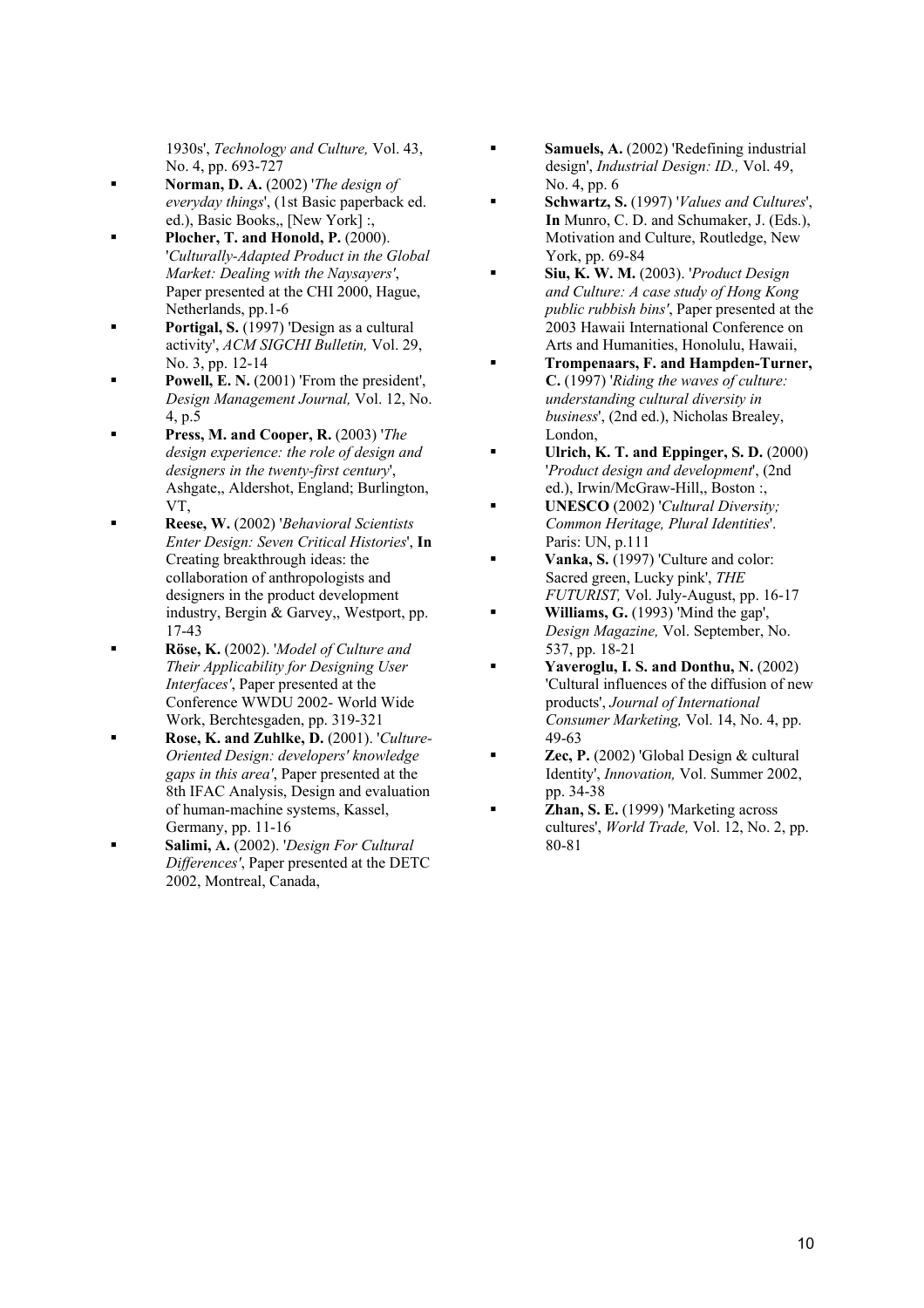1930s', *Technology and Culture,* Vol. 43, No. 4, pp. 693-727

- **Norman, D. A.** (2002) '*The design of everyday things*', (1st Basic paperback ed. ed.), Basic Books,, [New York] :,
- **Plocher, T. and Honold, P.** (2000). '*Culturally-Adapted Product in the Global Market: Dealing with the Naysayers'*, Paper presented at the CHI 2000, Hague, Netherlands, pp.1-6
- **Portigal, S.** (1997) 'Design as a cultural activity', *ACM SIGCHI Bulletin,* Vol. 29, No. 3, pp. 12-14
- **Powell, E. N.** (2001) 'From the president', *Design Management Journal,* Vol. 12, No. 4, p.5
- **Press, M. and Cooper, R.** (2003) '*The design experience: the role of design and designers in the twenty-first century*', Ashgate,, Aldershot, England; Burlington, VT,
- **Reese, W.** (2002) '*Behavioral Scientists Enter Design: Seven Critical Histories*', **In** Creating breakthrough ideas: the collaboration of anthropologists and designers in the product development industry, Bergin & Garvey,, Westport, pp. 17-43
- **Röse, K.** (2002). '*Model of Culture and Their Applicability for Designing User Interfaces'*, Paper presented at the Conference WWDU 2002- World Wide Work, Berchtesgaden, pp. 319-321
- **Rose, K. and Zuhlke, D.** (2001). '*Culture-Oriented Design: developers' knowledge gaps in this area'*, Paper presented at the 8th IFAC Analysis, Design and evaluation of human-machine systems, Kassel, Germany, pp. 11-16
- **Salimi, A.** (2002). '*Design For Cultural Differences'*, Paper presented at the DETC 2002, Montreal, Canada,
- **Samuels, A.** (2002) 'Redefining industrial design', *Industrial Design: ID.,* Vol. 49, No. 4, pp. 6
- **Schwartz, S.** (1997) '*Values and Cultures*', **In** Munro, C. D. and Schumaker, J. (Eds.), Motivation and Culture, Routledge, New York, pp. 69-84
- **Siu, K. W. M.** (2003). '*Product Design and Culture: A case study of Hong Kong public rubbish bins'*, Paper presented at the 2003 Hawaii International Conference on Arts and Humanities, Honolulu, Hawaii,
- **Trompenaars, F. and Hampden-Turner, C.** (1997) '*Riding the waves of culture: understanding cultural diversity in business*', (2nd ed.), Nicholas Brealey, London,
- **Ulrich, K. T. and Eppinger, S. D.** (2000) '*Product design and development*', (2nd ed.), Irwin/McGraw-Hill,, Boston :,
- **UNESCO** (2002) '*Cultural Diversity; Common Heritage, Plural Identities*'. Paris: UN, p.111
- **Vanka, S.** (1997) 'Culture and color: Sacred green, Lucky pink', *THE FUTURIST,* Vol. July-August, pp. 16-17
- **Williams, G.** (1993) 'Mind the gap', *Design Magazine,* Vol. September, No. 537, pp. 18-21
- **Yaveroglu, I. S. and Donthu, N.** (2002) 'Cultural influences of the diffusion of new products', *Journal of International Consumer Marketing,* Vol. 14, No. 4, pp. 49-63
- **Zec, P.** (2002) 'Global Design & cultural Identity', *Innovation,* Vol. Summer 2002, pp. 34-38
- **Zhan, S. E.** (1999) 'Marketing across cultures', *World Trade,* Vol. 12, No. 2, pp. 80-81